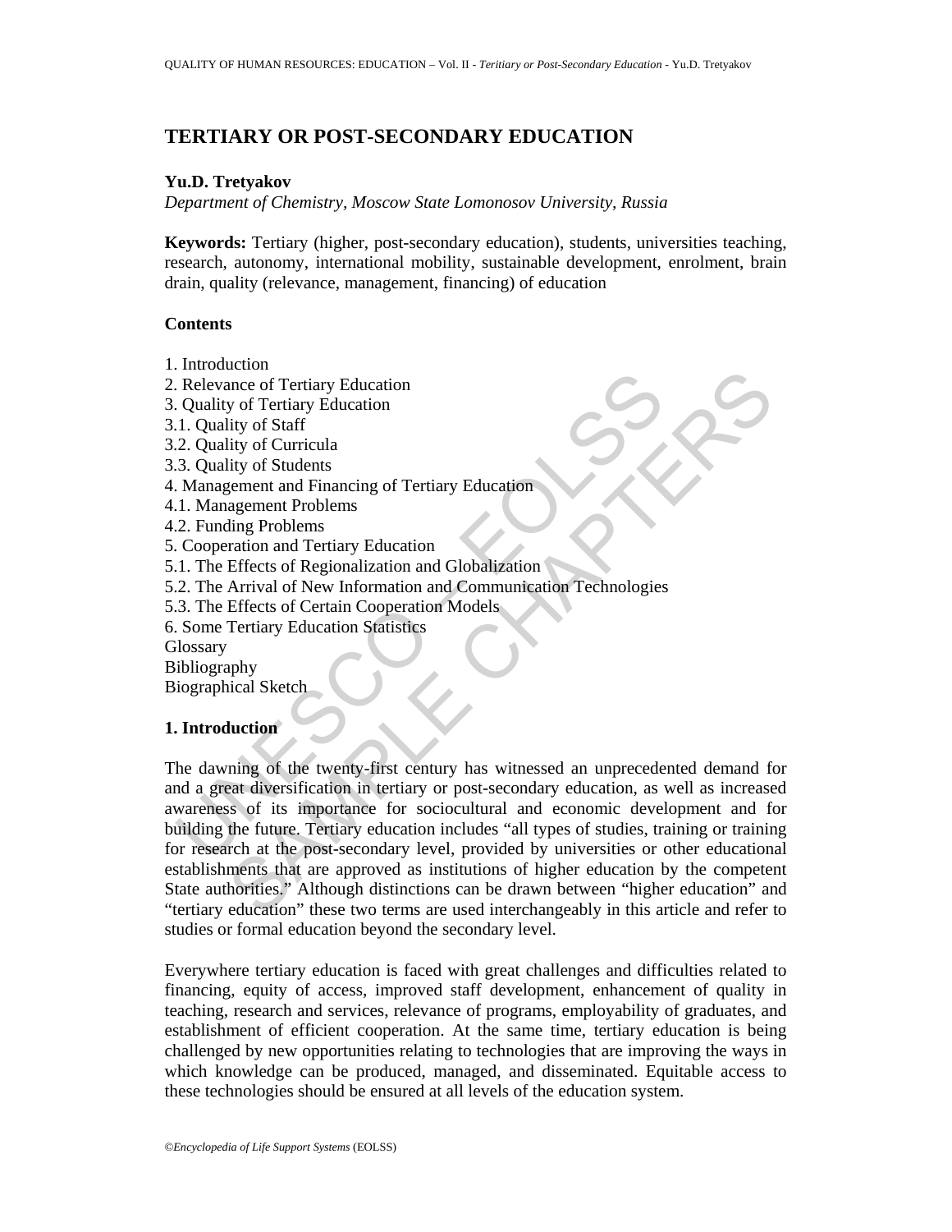# TERTIARY OR POST-SECONDARY EDUCATION

**Yu.D. Tretyakov**

*Department of Chemistry, Moscow State Lomonosov University, Russia*

**Keywords:** Tertiary (higher, post-secondary education), students, universities teaching, research, autonomy, international mobility, sustainable development, enrolment, brain drain, quality (relevance, management, financing) of education

**Contents**

1. Introduction
2. Relevance of Tertiary Education
3. Quality of Tertiary Education
3.1. Quality of Staff
3.2. Quality of Curricula
3.3. Quality of Students
4. Management and Financing of Tertiary Education
4.1. Management Problems
4.2. Funding Problems
5. Cooperation and Tertiary Education
5.1. The Effects of Regionalization and Globalization
5.2. The Arrival of New Information and Communication Technologies
5.3. The Effects of Certain Cooperation Models
6. Some Tertiary Education Statistics

Glossary

Bibliography

Biographical Sketch

## 1. Introduction

The dawning of the twenty-first century has witnessed an unprecedented demand for and a great diversification in tertiary or post-secondary education, as well as increased awareness of its importance for sociocultural and economic development and for building the future. Tertiary education includes "all types of studies, training or training for research at the post-secondary level, provided by universities or other educational establishments that are approved as institutions of higher education by the competent State authorities." Although distinctions can be drawn between "higher education" and "tertiary education" these two terms are used interchangeably in this article and refer to studies or formal education beyond the secondary level.

Everywhere tertiary education is faced with great challenges and difficulties related to financing, equity of access, improved staff development, enhancement of quality in teaching, research and services, relevance of programs, employability of graduates, and establishment of efficient cooperation. At the same time, tertiary education is being challenged by new opportunities relating to technologies that are improving the ways in which knowledge can be produced, managed, and disseminated. Equitable access to these technologies should be ensured at all levels of the education system.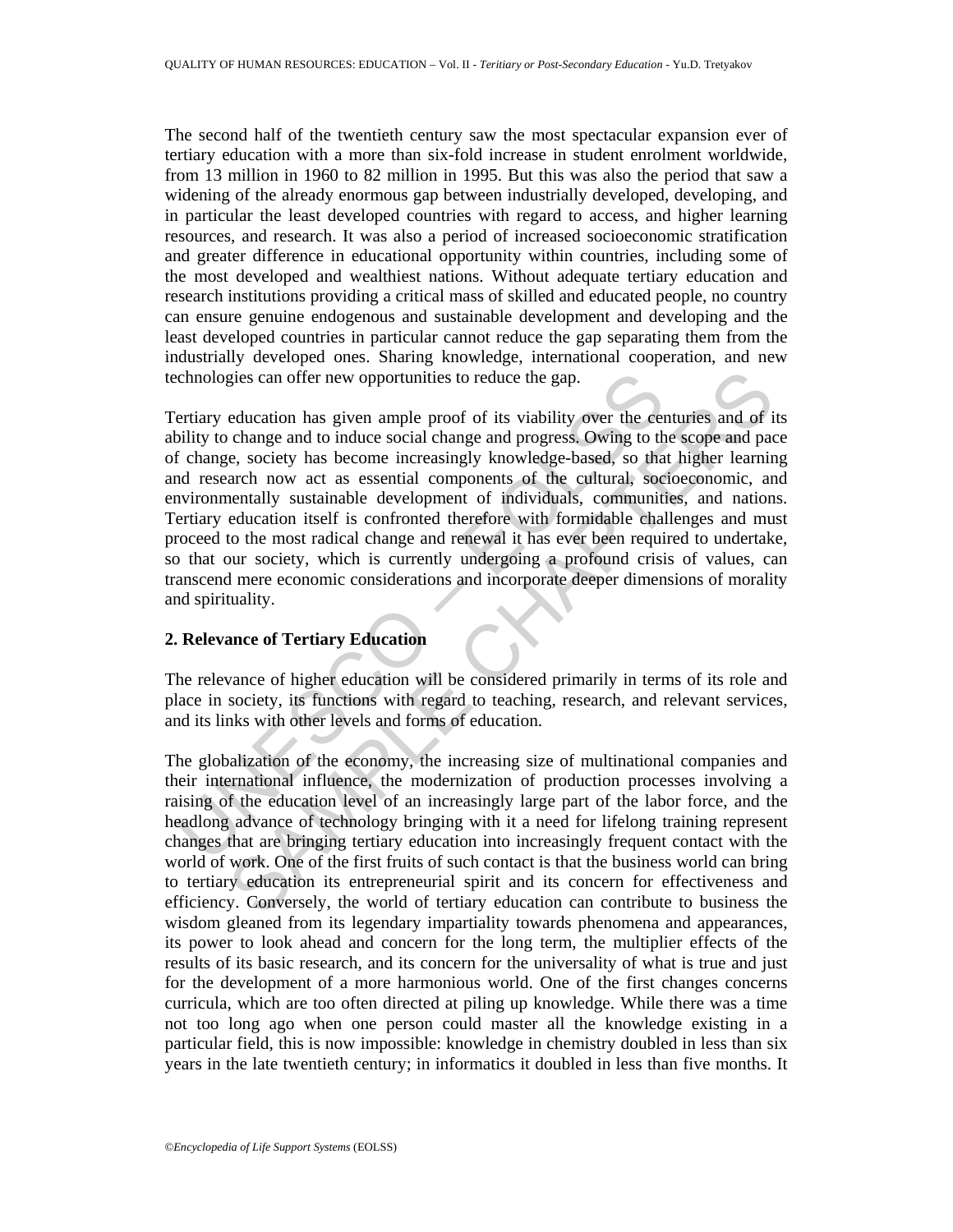The second half of the twentieth century saw the most spectacular expansion ever of tertiary education with a more than six-fold increase in student enrolment worldwide, from 13 million in 1960 to 82 million in 1995. But this was also the period that saw a widening of the already enormous gap between industrially developed, developing, and in particular the least developed countries with regard to access, and higher learning resources, and research. It was also a period of increased socioeconomic stratification and greater difference in educational opportunity within countries, including some of the most developed and wealthiest nations. Without adequate tertiary education and research institutions providing a critical mass of skilled and educated people, no country can ensure genuine endogenous and sustainable development and developing and the least developed countries in particular cannot reduce the gap separating them from the industrially developed ones. Sharing knowledge, international cooperation, and new technologies can offer new opportunities to reduce the gap.

Tertiary education has given ample proof of its viability over the centuries and of its ability to change and to induce social change and progress. Owing to the scope and pace of change, society has become increasingly knowledge-based, so that higher learning and research now act as essential components of the cultural, socioeconomic, and environmentally sustainable development of individuals, communities, and nations. Tertiary education itself is confronted therefore with formidable challenges and must proceed to the most radical change and renewal it has ever been required to undertake, so that our society, which is currently undergoing a profound crisis of values, can transcend mere economic considerations and incorporate deeper dimensions of morality and spirituality.

## 2. Relevance of Tertiary Education

The relevance of higher education will be considered primarily in terms of its role and place in society, its functions with regard to teaching, research, and relevant services, and its links with other levels and forms of education.

The globalization of the economy, the increasing size of multinational companies and their international influence, the modernization of production processes involving a raising of the education level of an increasingly large part of the labor force, and the headlong advance of technology bringing with it a need for lifelong training represent changes that are bringing tertiary education into increasingly frequent contact with the world of work. One of the first fruits of such contact is that the business world can bring to tertiary education its entrepreneurial spirit and its concern for effectiveness and efficiency. Conversely, the world of tertiary education can contribute to business the wisdom gleaned from its legendary impartiality towards phenomena and appearances, its power to look ahead and concern for the long term, the multiplier effects of the results of its basic research, and its concern for the universality of what is true and just for the development of a more harmonious world. One of the first changes concerns curricula, which are too often directed at piling up knowledge. While there was a time not too long ago when one person could master all the knowledge existing in a particular field, this is now impossible: knowledge in chemistry doubled in less than six years in the late twentieth century; in informatics it doubled in less than five months. It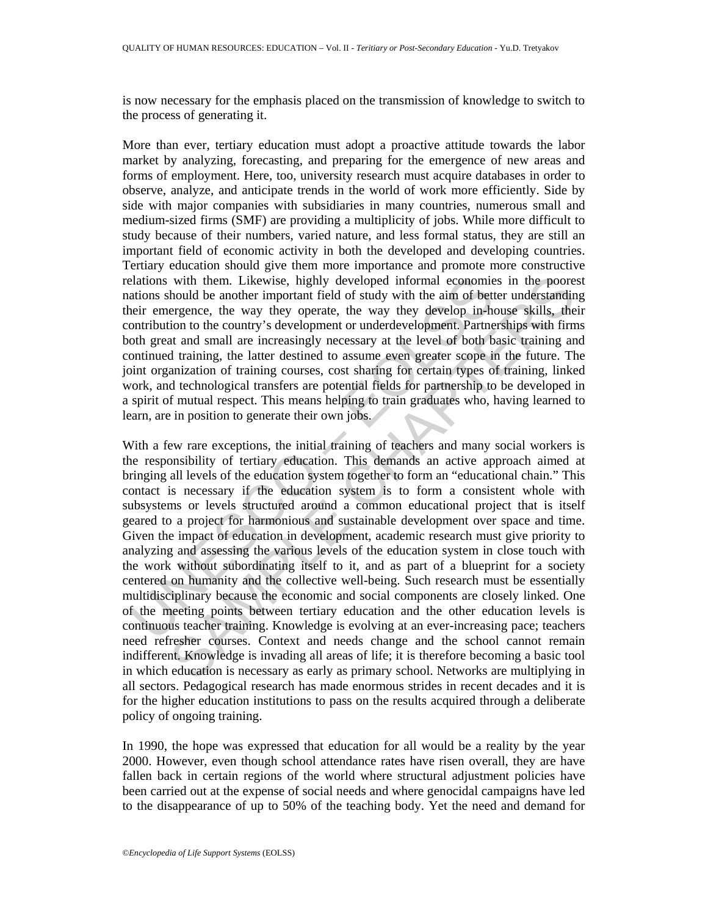is now necessary for the emphasis placed on the transmission of knowledge to switch to the process of generating it.

More than ever, tertiary education must adopt a proactive attitude towards the labor market by analyzing, forecasting, and preparing for the emergence of new areas and forms of employment. Here, too, university research must acquire databases in order to observe, analyze, and anticipate trends in the world of work more efficiently. Side by side with major companies with subsidiaries in many countries, numerous small and medium-sized firms (SMF) are providing a multiplicity of jobs. While more difficult to study because of their numbers, varied nature, and less formal status, they are still an important field of economic activity in both the developed and developing countries. Tertiary education should give them more importance and promote more constructive relations with them. Likewise, highly developed informal economies in the poorest nations should be another important field of study with the aim of better understanding their emergence, the way they operate, the way they develop in-house skills, their contribution to the country's development or underdevelopment. Partnerships with firms both great and small are increasingly necessary at the level of both basic training and continued training, the latter destined to assume even greater scope in the future. The joint organization of training courses, cost sharing for certain types of training, linked work, and technological transfers are potential fields for partnership to be developed in a spirit of mutual respect. This means helping to train graduates who, having learned to learn, are in position to generate their own jobs.

With a few rare exceptions, the initial training of teachers and many social workers is the responsibility of tertiary education. This demands an active approach aimed at bringing all levels of the education system together to form an "educational chain." This contact is necessary if the education system is to form a consistent whole with subsystems or levels structured around a common educational project that is itself geared to a project for harmonious and sustainable development over space and time. Given the impact of education in development, academic research must give priority to analyzing and assessing the various levels of the education system in close touch with the work without subordinating itself to it, and as part of a blueprint for a society centered on humanity and the collective well-being. Such research must be essentially multidisciplinary because the economic and social components are closely linked. One of the meeting points between tertiary education and the other education levels is continuous teacher training. Knowledge is evolving at an ever-increasing pace; teachers need refresher courses. Context and needs change and the school cannot remain indifferent. Knowledge is invading all areas of life; it is therefore becoming a basic tool in which education is necessary as early as primary school. Networks are multiplying in all sectors. Pedagogical research has made enormous strides in recent decades and it is for the higher education institutions to pass on the results acquired through a deliberate policy of ongoing training.

In 1990, the hope was expressed that education for all would be a reality by the year 2000. However, even though school attendance rates have risen overall, they are have fallen back in certain regions of the world where structural adjustment policies have been carried out at the expense of social needs and where genocidal campaigns have led to the disappearance of up to 50% of the teaching body. Yet the need and demand for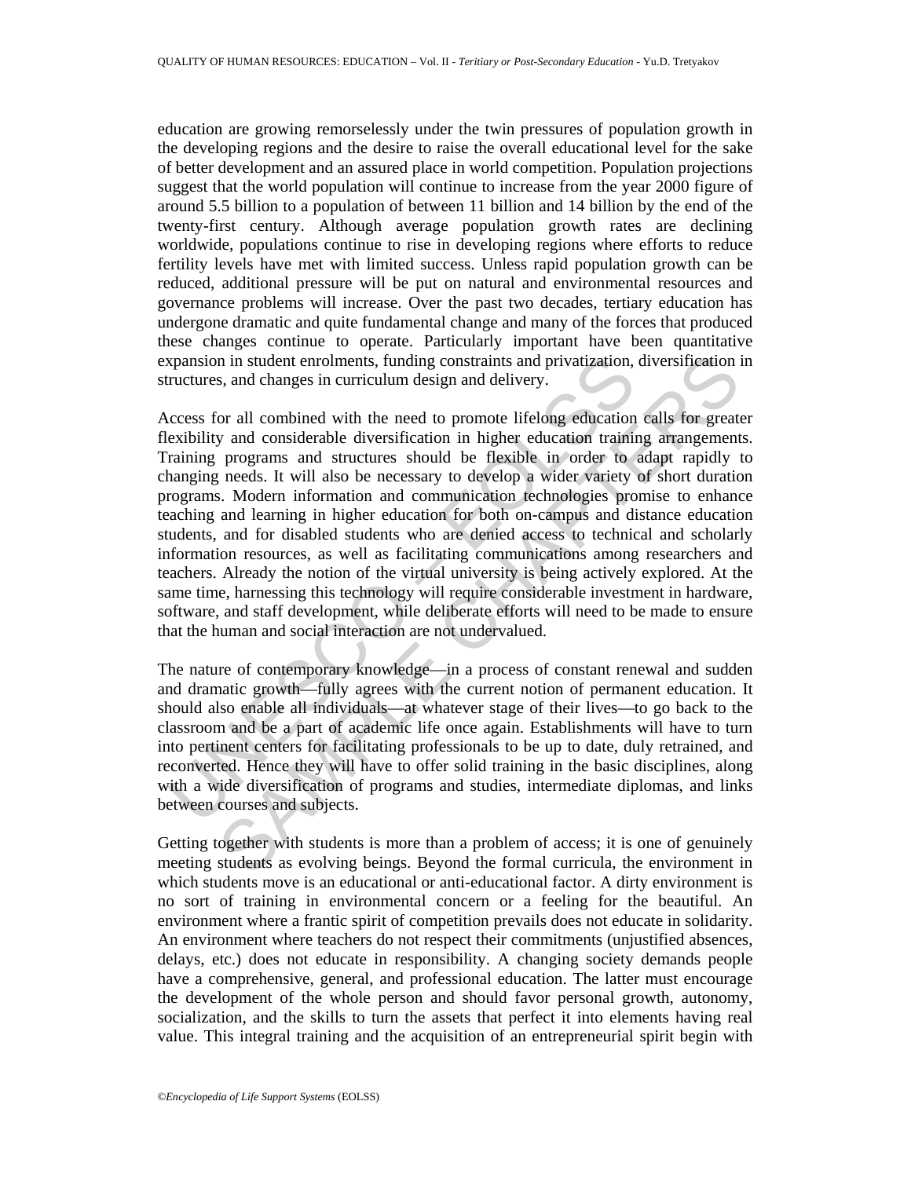education are growing remorselessly under the twin pressures of population growth in the developing regions and the desire to raise the overall educational level for the sake of better development and an assured place in world competition. Population projections suggest that the world population will continue to increase from the year 2000 figure of around 5.5 billion to a population of between 11 billion and 14 billion by the end of the twenty-first century. Although average population growth rates are declining worldwide, populations continue to rise in developing regions where efforts to reduce fertility levels have met with limited success. Unless rapid population growth can be reduced, additional pressure will be put on natural and environmental resources and governance problems will increase. Over the past two decades, tertiary education has undergone dramatic and quite fundamental change and many of the forces that produced these changes continue to operate. Particularly important have been quantitative expansion in student enrolments, funding constraints and privatization, diversification in structures, and changes in curriculum design and delivery.

Access for all combined with the need to promote lifelong education calls for greater flexibility and considerable diversification in higher education training arrangements. Training programs and structures should be flexible in order to adapt rapidly to changing needs. It will also be necessary to develop a wider variety of short duration programs. Modern information and communication technologies promise to enhance teaching and learning in higher education for both on-campus and distance education students, and for disabled students who are denied access to technical and scholarly information resources, as well as facilitating communications among researchers and teachers. Already the notion of the virtual university is being actively explored. At the same time, harnessing this technology will require considerable investment in hardware, software, and staff development, while deliberate efforts will need to be made to ensure that the human and social interaction are not undervalued.

The nature of contemporary knowledge—in a process of constant renewal and sudden and dramatic growth—fully agrees with the current notion of permanent education. It should also enable all individuals—at whatever stage of their lives—to go back to the classroom and be a part of academic life once again. Establishments will have to turn into pertinent centers for facilitating professionals to be up to date, duly retrained, and reconverted. Hence they will have to offer solid training in the basic disciplines, along with a wide diversification of programs and studies, intermediate diplomas, and links between courses and subjects.

Getting together with students is more than a problem of access; it is one of genuinely meeting students as evolving beings. Beyond the formal curricula, the environment in which students move is an educational or anti-educational factor. A dirty environment is no sort of training in environmental concern or a feeling for the beautiful. An environment where a frantic spirit of competition prevails does not educate in solidarity. An environment where teachers do not respect their commitments (unjustified absences, delays, etc.) does not educate in responsibility. A changing society demands people have a comprehensive, general, and professional education. The latter must encourage the development of the whole person and should favor personal growth, autonomy, socialization, and the skills to turn the assets that perfect it into elements having real value. This integral training and the acquisition of an entrepreneurial spirit begin with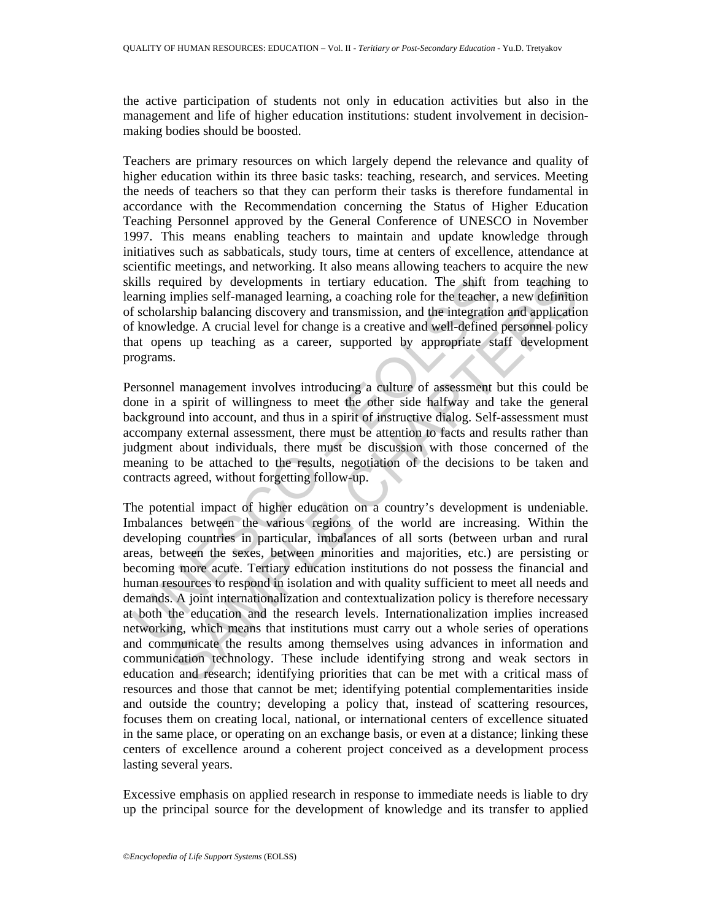the active participation of students not only in education activities but also in the management and life of higher education institutions: student involvement in decision-making bodies should be boosted.

Teachers are primary resources on which largely depend the relevance and quality of higher education within its three basic tasks: teaching, research, and services. Meeting the needs of teachers so that they can perform their tasks is therefore fundamental in accordance with the Recommendation concerning the Status of Higher Education Teaching Personnel approved by the General Conference of UNESCO in November 1997. This means enabling teachers to maintain and update knowledge through initiatives such as sabbaticals, study tours, time at centers of excellence, attendance at scientific meetings, and networking. It also means allowing teachers to acquire the new skills required by developments in tertiary education. The shift from teaching to learning implies self-managed learning, a coaching role for the teacher, a new definition of scholarship balancing discovery and transmission, and the integration and application of knowledge. A crucial level for change is a creative and well-defined personnel policy that opens up teaching as a career, supported by appropriate staff development programs.

Personnel management involves introducing a culture of assessment but this could be done in a spirit of willingness to meet the other side halfway and take the general background into account, and thus in a spirit of instructive dialog. Self-assessment must accompany external assessment, there must be attention to facts and results rather than judgment about individuals, there must be discussion with those concerned of the meaning to be attached to the results, negotiation of the decisions to be taken and contracts agreed, without forgetting follow-up.

The potential impact of higher education on a country's development is undeniable. Imbalances between the various regions of the world are increasing. Within the developing countries in particular, imbalances of all sorts (between urban and rural areas, between the sexes, between minorities and majorities, etc.) are persisting or becoming more acute. Tertiary education institutions do not possess the financial and human resources to respond in isolation and with quality sufficient to meet all needs and demands. A joint internationalization and contextualization policy is therefore necessary at both the education and the research levels. Internationalization implies increased networking, which means that institutions must carry out a whole series of operations and communicate the results among themselves using advances in information and communication technology. These include identifying strong and weak sectors in education and research; identifying priorities that can be met with a critical mass of resources and those that cannot be met; identifying potential complementarities inside and outside the country; developing a policy that, instead of scattering resources, focuses them on creating local, national, or international centers of excellence situated in the same place, or operating on an exchange basis, or even at a distance; linking these centers of excellence around a coherent project conceived as a development process lasting several years.

Excessive emphasis on applied research in response to immediate needs is liable to dry up the principal source for the development of knowledge and its transfer to applied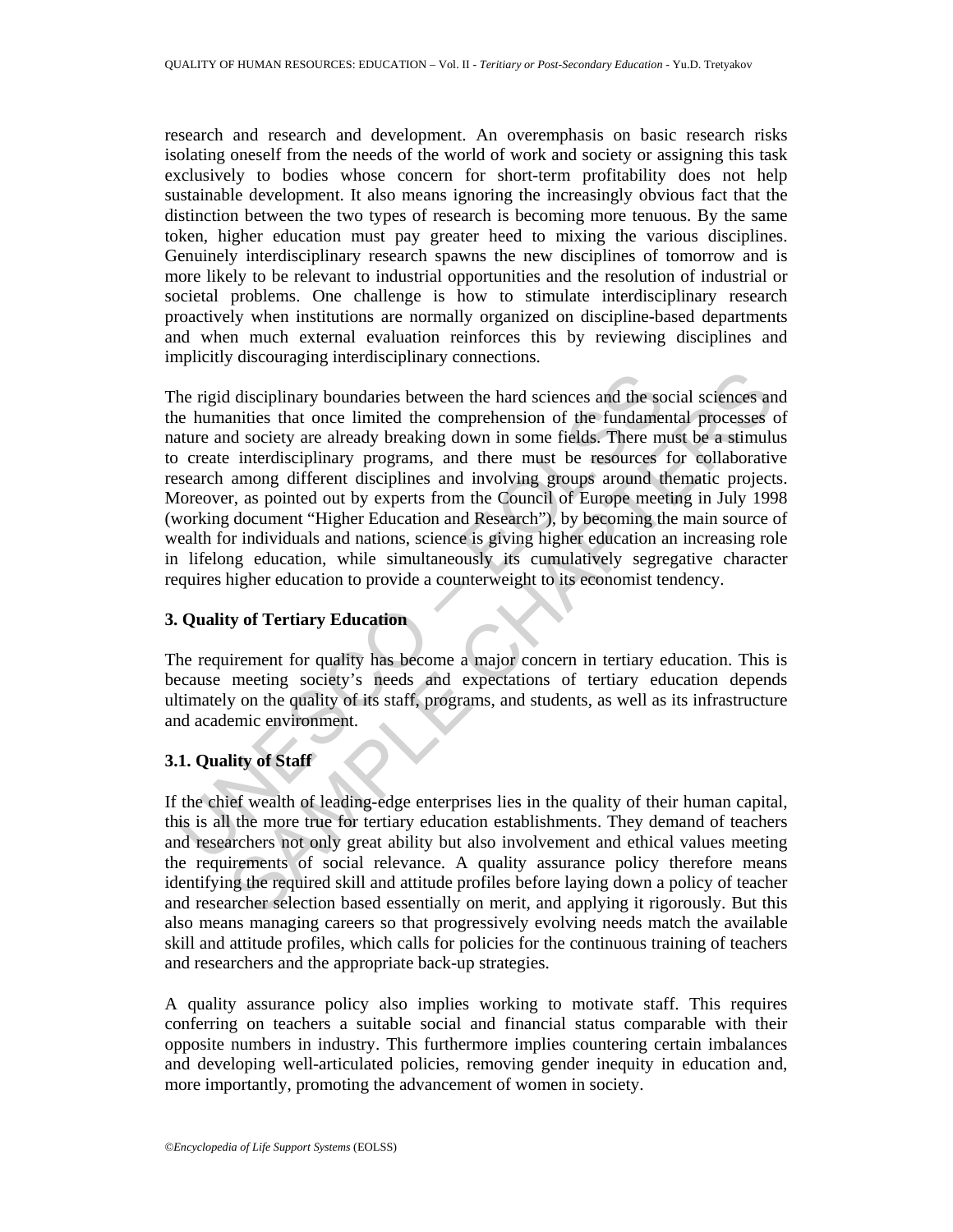research and research and development. An overemphasis on basic research risks isolating oneself from the needs of the world of work and society or assigning this task exclusively to bodies whose concern for short-term profitability does not help sustainable development. It also means ignoring the increasingly obvious fact that the distinction between the two types of research is becoming more tenuous. By the same token, higher education must pay greater heed to mixing the various disciplines. Genuinely interdisciplinary research spawns the new disciplines of tomorrow and is more likely to be relevant to industrial opportunities and the resolution of industrial or societal problems. One challenge is how to stimulate interdisciplinary research proactively when institutions are normally organized on discipline-based departments and when much external evaluation reinforces this by reviewing disciplines and implicitly discouraging interdisciplinary connections.

The rigid disciplinary boundaries between the hard sciences and the social sciences and the humanities that once limited the comprehension of the fundamental processes of nature and society are already breaking down in some fields. There must be a stimulus to create interdisciplinary programs, and there must be resources for collaborative research among different disciplines and involving groups around thematic projects. Moreover, as pointed out by experts from the Council of Europe meeting in July 1998 (working document "Higher Education and Research"), by becoming the main source of wealth for individuals and nations, science is giving higher education an increasing role in lifelong education, while simultaneously its cumulatively segregative character requires higher education to provide a counterweight to its economist tendency.

## 3. Quality of Tertiary Education

The requirement for quality has become a major concern in tertiary education. This is because meeting society's needs and expectations of tertiary education depends ultimately on the quality of its staff, programs, and students, as well as its infrastructure and academic environment.

### 3.1. Quality of Staff

If the chief wealth of leading-edge enterprises lies in the quality of their human capital, this is all the more true for tertiary education establishments. They demand of teachers and researchers not only great ability but also involvement and ethical values meeting the requirements of social relevance. A quality assurance policy therefore means identifying the required skill and attitude profiles before laying down a policy of teacher and researcher selection based essentially on merit, and applying it rigorously. But this also means managing careers so that progressively evolving needs match the available skill and attitude profiles, which calls for policies for the continuous training of teachers and researchers and the appropriate back-up strategies.

A quality assurance policy also implies working to motivate staff. This requires conferring on teachers a suitable social and financial status comparable with their opposite numbers in industry. This furthermore implies countering certain imbalances and developing well-articulated policies, removing gender inequity in education and, more importantly, promoting the advancement of women in society.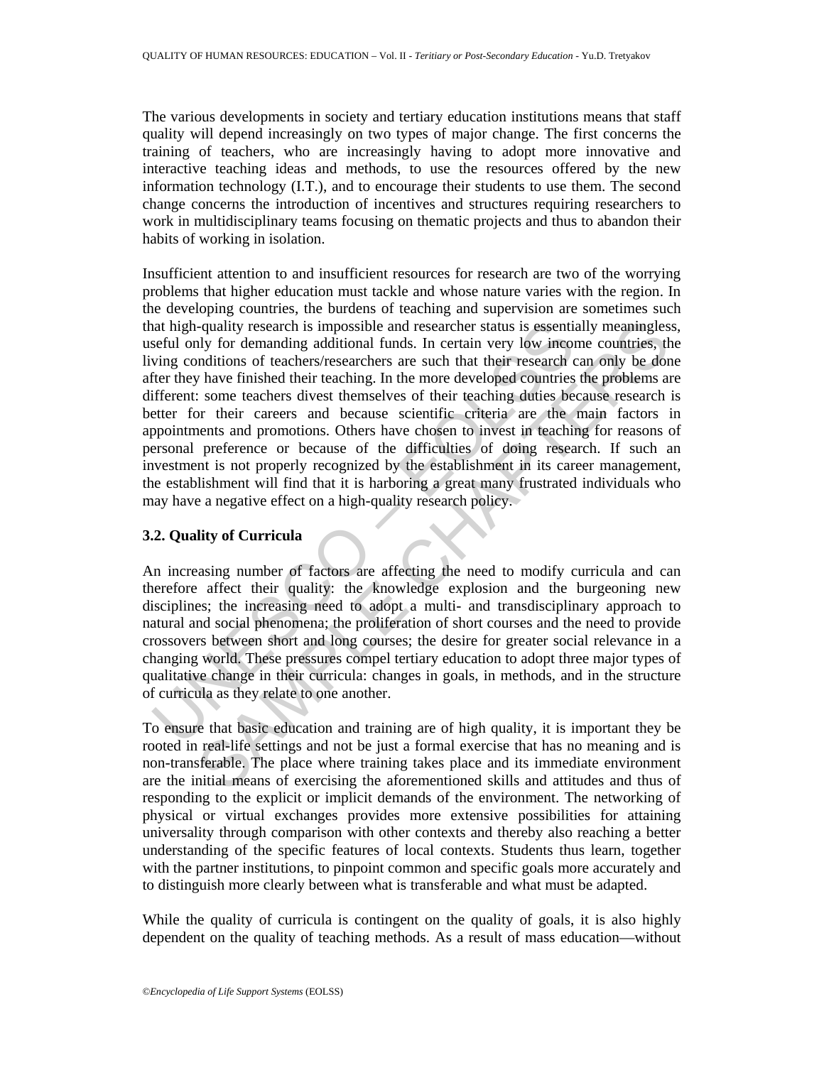The various developments in society and tertiary education institutions means that staff quality will depend increasingly on two types of major change. The first concerns the training of teachers, who are increasingly having to adopt more innovative and interactive teaching ideas and methods, to use the resources offered by the new information technology (I.T.), and to encourage their students to use them. The second change concerns the introduction of incentives and structures requiring researchers to work in multidisciplinary teams focusing on thematic projects and thus to abandon their habits of working in isolation.

Insufficient attention to and insufficient resources for research are two of the worrying problems that higher education must tackle and whose nature varies with the region. In the developing countries, the burdens of teaching and supervision are sometimes such that high-quality research is impossible and researcher status is essentially meaningless, useful only for demanding additional funds. In certain very low income countries, the living conditions of teachers/researchers are such that their research can only be done after they have finished their teaching. In the more developed countries the problems are different: some teachers divest themselves of their teaching duties because research is better for their careers and because scientific criteria are the main factors in appointments and promotions. Others have chosen to invest in teaching for reasons of personal preference or because of the difficulties of doing research. If such an investment is not properly recognized by the establishment in its career management, the establishment will find that it is harboring a great many frustrated individuals who may have a negative effect on a high-quality research policy.

### 3.2. Quality of Curricula

An increasing number of factors are affecting the need to modify curricula and can therefore affect their quality: the knowledge explosion and the burgeoning new disciplines; the increasing need to adopt a multi- and transdisciplinary approach to natural and social phenomena; the proliferation of short courses and the need to provide crossovers between short and long courses; the desire for greater social relevance in a changing world. These pressures compel tertiary education to adopt three major types of qualitative change in their curricula: changes in goals, in methods, and in the structure of curricula as they relate to one another.

To ensure that basic education and training are of high quality, it is important they be rooted in real-life settings and not be just a formal exercise that has no meaning and is non-transferable. The place where training takes place and its immediate environment are the initial means of exercising the aforementioned skills and attitudes and thus of responding to the explicit or implicit demands of the environment. The networking of physical or virtual exchanges provides more extensive possibilities for attaining universality through comparison with other contexts and thereby also reaching a better understanding of the specific features of local contexts. Students thus learn, together with the partner institutions, to pinpoint common and specific goals more accurately and to distinguish more clearly between what is transferable and what must be adapted.

While the quality of curricula is contingent on the quality of goals, it is also highly dependent on the quality of teaching methods. As a result of mass education—without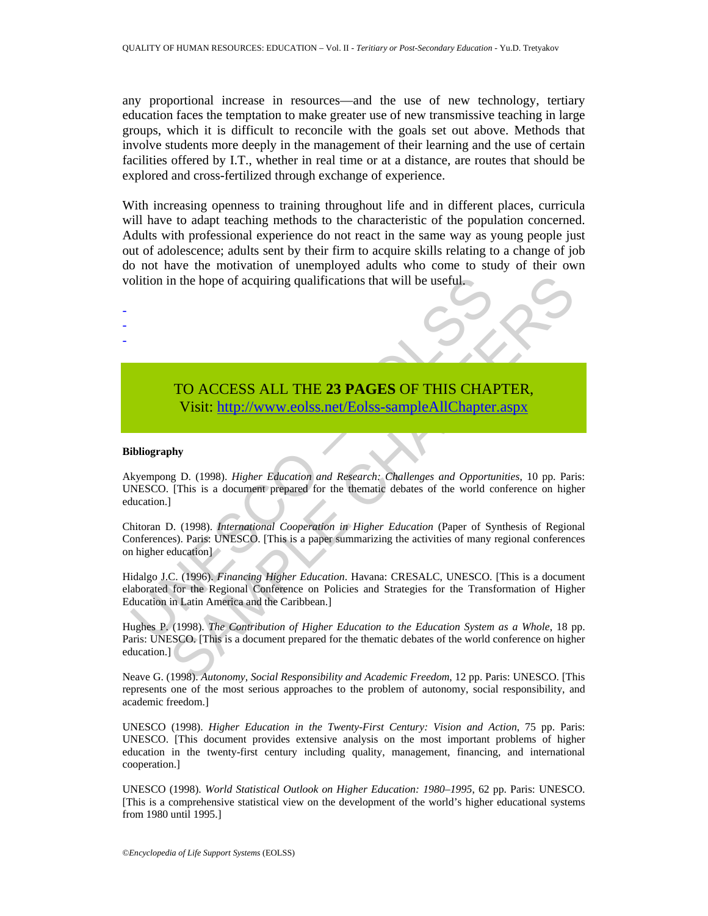any proportional increase in resources—and the use of new technology, tertiary education faces the temptation to make greater use of new transmissive teaching in large groups, which it is difficult to reconcile with the goals set out above. Methods that involve students more deeply in the management of their learning and the use of certain facilities offered by I.T., whether in real time or at a distance, are routes that should be explored and cross-fertilized through exchange of experience.

With increasing openness to training throughout life and in different places, curricula will have to adapt teaching methods to the characteristic of the population concerned. Adults with professional experience do not react in the same way as young people just out of adolescence; adults sent by their firm to acquire skills relating to a change of job do not have the motivation of unemployed adults who come to study of their own volition in the hope of acquiring qualifications that will be useful.

-
-
-

TO ACCESS ALL THE **23 PAGES** OF THIS CHAPTER,
Visit: http://www.eolss.net/Eolss-sampleAllChapter.aspx

**Bibliography**

Akyempong D. (1998). *Higher Education and Research: Challenges and Opportunities*, 10 pp. Paris: UNESCO. [This is a document prepared for the thematic debates of the world conference on higher education.]

Chitoran D. (1998). *International Cooperation in Higher Education* (Paper of Synthesis of Regional Conferences). Paris: UNESCO. [This is a paper summarizing the activities of many regional conferences on higher education]

Hidalgo J.C. (1996). *Financing Higher Education*. Havana: CRESALC, UNESCO. [This is a document elaborated for the Regional Conference on Policies and Strategies for the Transformation of Higher Education in Latin America and the Caribbean.]

Hughes P. (1998). *The Contribution of Higher Education to the Education System as a Whole*, 18 pp. Paris: UNESCO. [This is a document prepared for the thematic debates of the world conference on higher education.]

Neave G. (1998). *Autonomy, Social Responsibility and Academic Freedom*, 12 pp. Paris: UNESCO. [This represents one of the most serious approaches to the problem of autonomy, social responsibility, and academic freedom.]

UNESCO (1998). *Higher Education in the Twenty-First Century: Vision and Action*, 75 pp. Paris: UNESCO. [This document provides extensive analysis on the most important problems of higher education in the twenty-first century including quality, management, financing, and international cooperation.]

UNESCO (1998). *World Statistical Outlook on Higher Education: 1980–1995*, 62 pp. Paris: UNESCO. [This is a comprehensive statistical view on the development of the world's higher educational systems from 1980 until 1995.]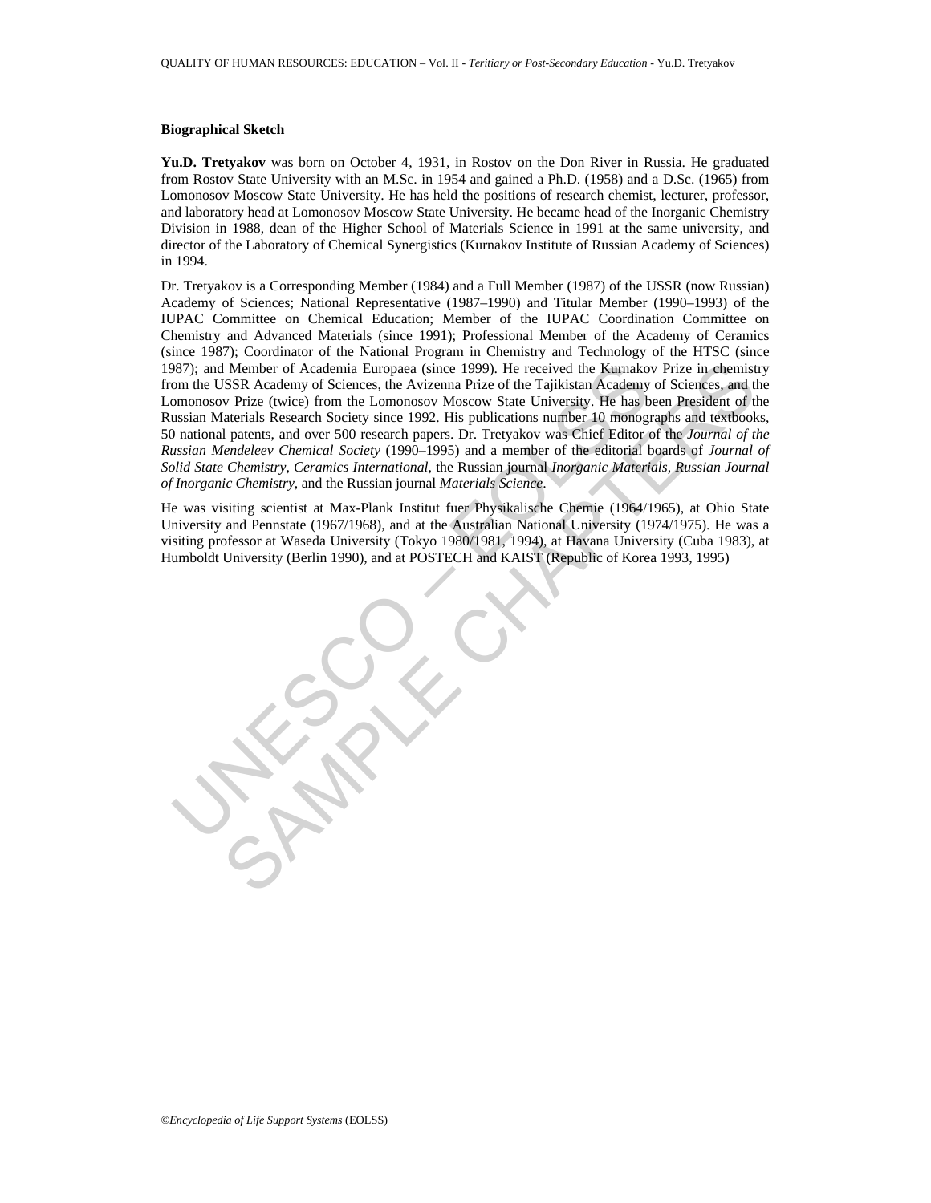**Biographical Sketch**

**Yu.D. Tretyakov** was born on October 4, 1931, in Rostov on the Don River in Russia. He graduated from Rostov State University with an M.Sc. in 1954 and gained a Ph.D. (1958) and a D.Sc. (1965) from Lomonosov Moscow State University. He has held the positions of research chemist, lecturer, professor, and laboratory head at Lomonosov Moscow State University. He became head of the Inorganic Chemistry Division in 1988, dean of the Higher School of Materials Science in 1991 at the same university, and director of the Laboratory of Chemical Synergistics (Kurnakov Institute of Russian Academy of Sciences) in 1994.

Dr. Tretyakov is a Corresponding Member (1984) and a Full Member (1987) of the USSR (now Russian) Academy of Sciences; National Representative (1987–1990) and Titular Member (1990–1993) of the IUPAC Committee on Chemical Education; Member of the IUPAC Coordination Committee on Chemistry and Advanced Materials (since 1991); Professional Member of the Academy of Ceramics (since 1987); Coordinator of the National Program in Chemistry and Technology of the HTSC (since 1987); and Member of Academia Europaea (since 1999). He received the Kurnakov Prize in chemistry from the USSR Academy of Sciences, the Avizenna Prize of the Tajikistan Academy of Sciences, and the Lomonosov Prize (twice) from the Lomonosov Moscow State University. He has been President of the Russian Materials Research Society since 1992. His publications number 10 monographs and textbooks, 50 national patents, and over 500 research papers. Dr. Tretyakov was Chief Editor of the *Journal of the Russian Mendeleev Chemical Society* (1990–1995) and a member of the editorial boards of *Journal of Solid State Chemistry*, *Ceramics International*, the Russian journal *Inorganic Materials*, *Russian Journal of Inorganic Chemistry*, and the Russian journal *Materials Science*.

He was visiting scientist at Max-Plank Institut fuer Physikalische Chemie (1964/1965), at Ohio State University and Pennstate (1967/1968), and at the Australian National University (1974/1975). He was a visiting professor at Waseda University (Tokyo 1980/1981, 1994), at Havana University (Cuba 1983), at Humboldt University (Berlin 1990), and at POSTECH and KAIST (Republic of Korea 1993, 1995)